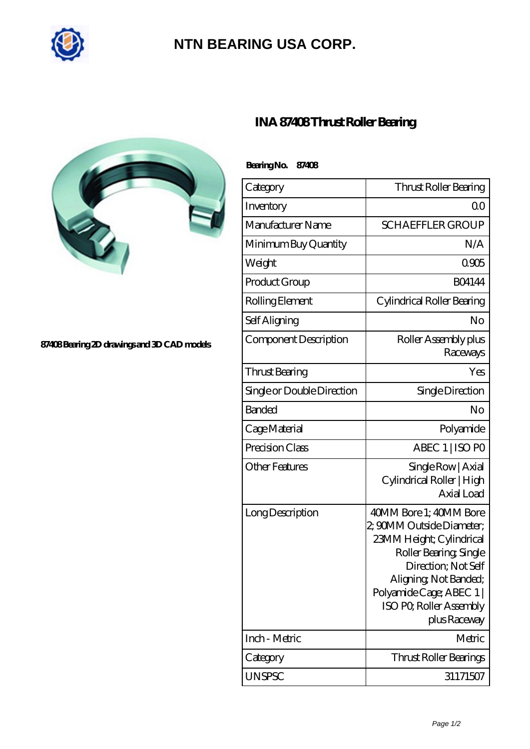# NTN BEARING USA CORP.

## INA 87408 Thrust Roller Bearing

87408 Bearing 2D drawings and 3D CAD models

**Bearing No. 87408**

| | |
|---|---|
| Category | Thrust Roller Bearing |
| Inventory | 0.0 |
| Manufacturer Name | SCHAEFFLER GROUP |
| Minimum Buy Quantity | N/A |
| Weight | 0.905 |
| Product Group | B04144 |
| Rolling Element | Cylindrical Roller Bearing |
| Self Aligning | No |
| Component Description | Roller Assembly plus Raceways |
| Thrust Bearing | Yes |
| Single or Double Direction | Single Direction |
| Banded | No |
| Cage Material | Polyamide |
| Precision Class | ABEC 1 \| ISO P0 |
| Other Features | Single Row \| Axial Cylindrical Roller \| High Axial Load |
| Long Description | 40MM Bore 1; 40MM Bore 2; 90MM Outside Diameter; 23MM Height; Cylindrical Roller Bearing; Single Direction; Not Self Aligning; Not Banded; Polyamide Cage; ABEC 1 \| ISO P0; Roller Assembly plus Raceway |
| Inch - Metric | Metric |
| Category | Thrust Roller Bearings |
| UNSPSC | 31171507 |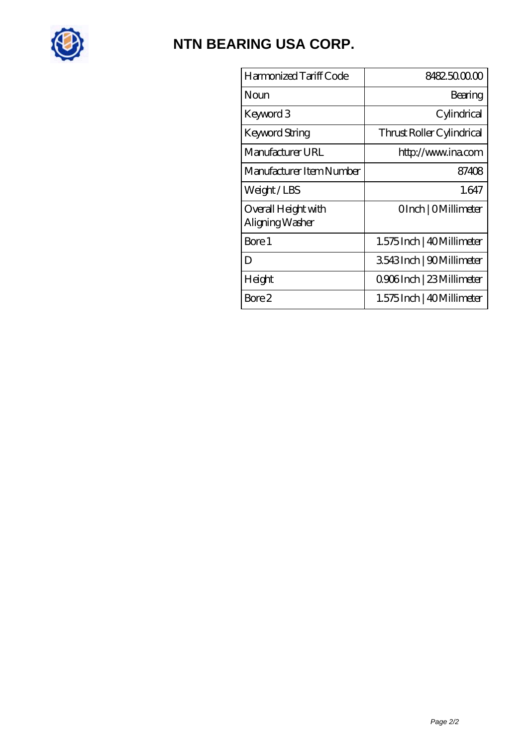# NTN BEARING USA CORP.

| | |
|---|---|
| Harmonized Tariff Code | 8482.50.00.00 |
| Noun | Bearing |
| Keyword 3 | Cylindrical |
| Keyword String | Thrust Roller Cylindrical |
| Manufacturer URL | http://www.ina.com |
| Manufacturer Item Number | 87408 |
| Weight / LBS | 1.647 |
| Overall Height with Aligning Washer | 0 Inch \| 0 Millimeter |
| Bore 1 | 1.575 Inch \| 40 Millimeter |
| D | 3.543 Inch \| 90 Millimeter |
| Height | 0.906 Inch \| 23 Millimeter |
| Bore 2 | 1.575 Inch \| 40 Millimeter |